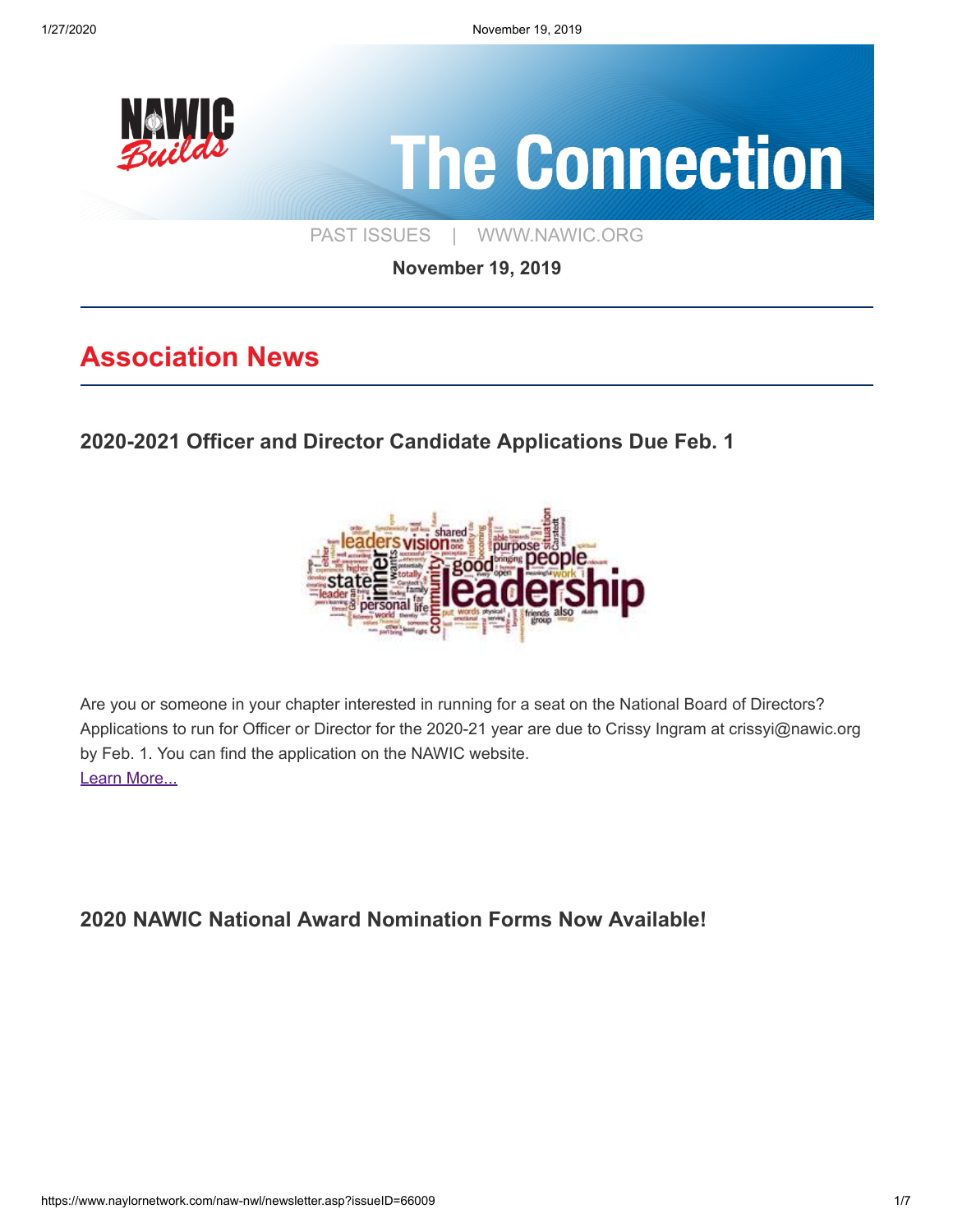# The Connection

PAST ISSUES | WWW.NAWIC.ORG

**November 19, 2019**

## Association News

### 2020-2021 Officer and Director Candidate Applications Due Feb. 1

Are you or someone in your chapter interested in running for a seat on the National Board of Directors? Applications to run for Officer or Director for the 2020-21 year are due to Crissy Ingram at crissyi@nawic.org by Feb. 1. You can find the application on the NAWIC website.
Learn More...

### 2020 NAWIC National Award Nomination Forms Now Available!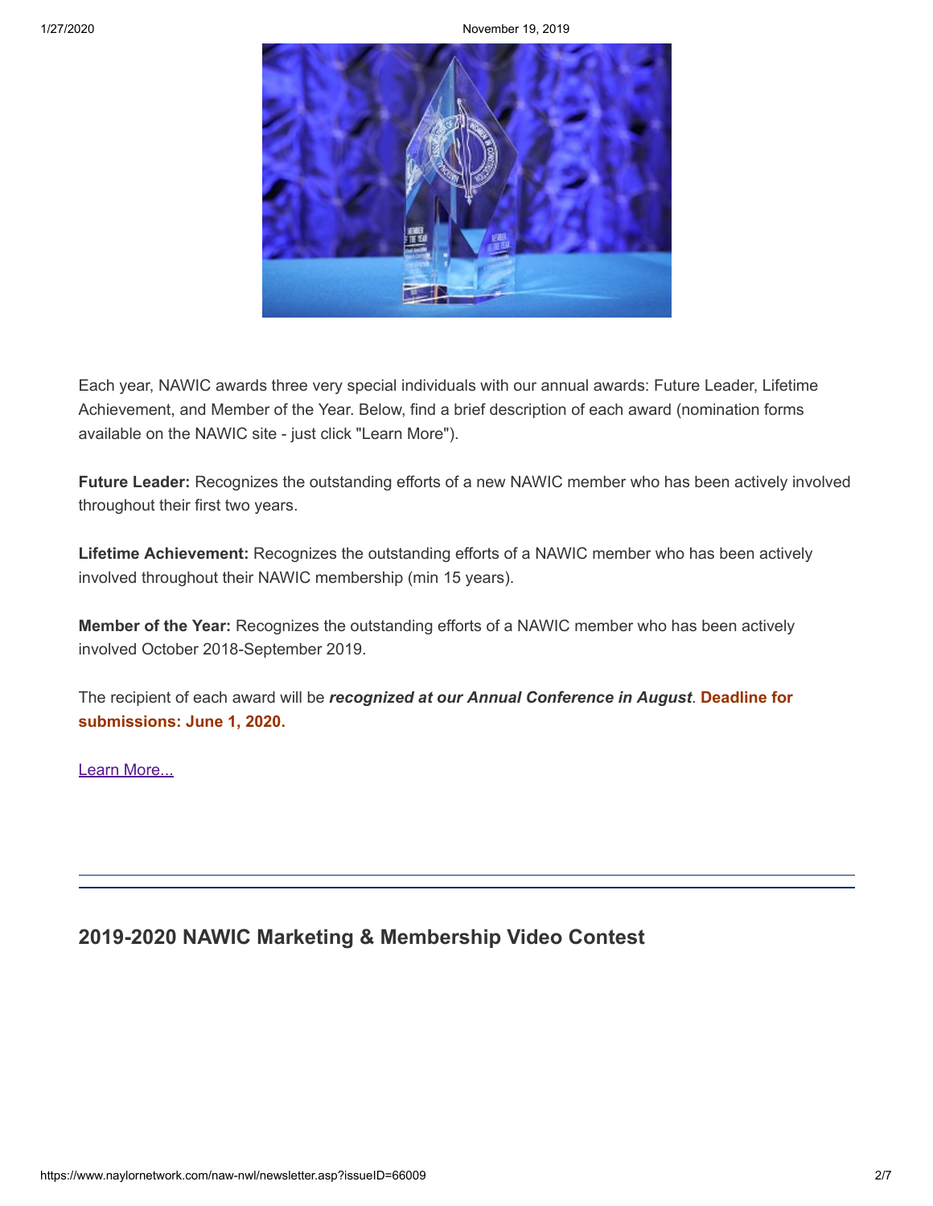Each year, NAWIC awards three very special individuals with our annual awards: Future Leader, Lifetime Achievement, and Member of the Year. Below, find a brief description of each award (nomination forms available on the NAWIC site - just click "Learn More").

**Future Leader:** Recognizes the outstanding efforts of a new NAWIC member who has been actively involved throughout their first two years.

**Lifetime Achievement:** Recognizes the outstanding efforts of a NAWIC member who has been actively involved throughout their NAWIC membership (min 15 years).

**Member of the Year:** Recognizes the outstanding efforts of a NAWIC member who has been actively involved October 2018-September 2019.

The recipient of each award will be ***recognized at our Annual Conference in August***. **Deadline for submissions: June 1, 2020.**

Learn More...

---

## 2019-2020 NAWIC Marketing & Membership Video Contest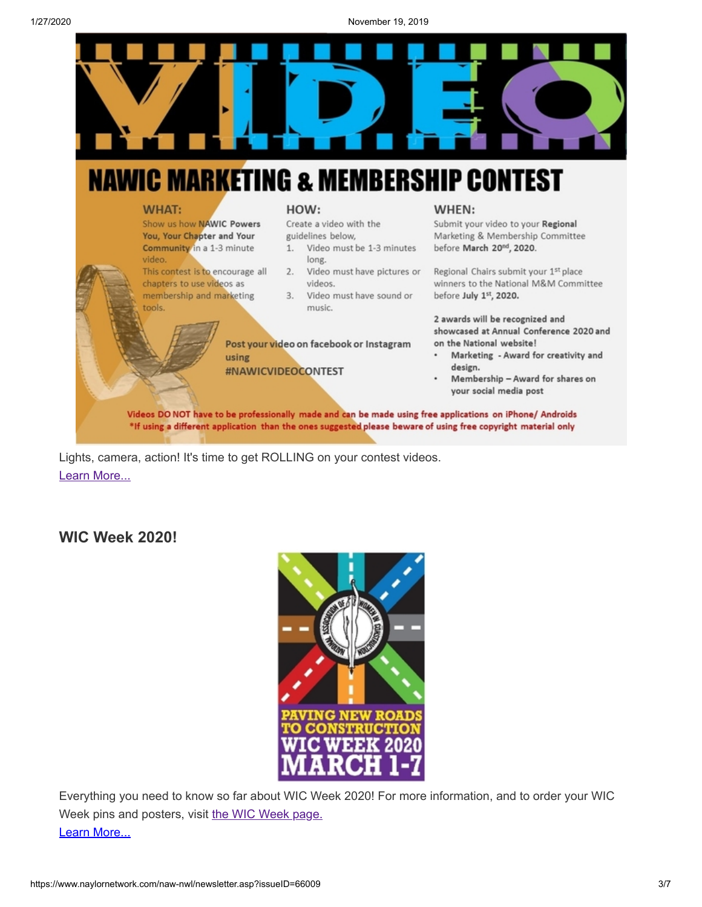# VIDEO

## NAWIC MARKETING & MEMBERSHIP CONTEST

**WHAT:**

Show us how **NAWIC Powers You, Your Chapter and Your Community** in a 1-3 minute video.

This contest is to encourage all chapters to use videos as membership and marketing tools.

**HOW:**

Create a video with the guidelines below,

1. Video must be 1-3 minutes long.
2. Video must have pictures or videos.
3. Video must have sound or music.

**Post your video on facebook or Instagram using #NAWICVIDEOCONTEST**

**WHEN:**

Submit your video to your **Regional** Marketing & Membership Committee before **March 20th, 2020.**

Regional Chairs submit your 1st place winners to the National M&M Committee before **July 1st, 2020.**

**2 awards will be recognized and showcased at Annual Conference 2020 and on the National website!**

- **Marketing - Award for creativity and design.**
- **Membership – Award for shares on your social media post**

**Videos DO NOT have to be professionally made and can be made using free applications on iPhone/ Androids**
**\*If using a different application than the ones suggested please beware of using free copyright material only**

Lights, camera, action! It's time to get ROLLING on your contest videos.
Learn More...

## WIC Week 2020!

NATIONAL ASSOCIATION OF WOMEN IN CONSTRUCTION

**PAVING NEW ROADS TO CONSTRUCTION**
**WIC WEEK 2020**
**MARCH 1-7**

Everything you need to know so far about WIC Week 2020! For more information, and to order your WIC Week pins and posters, visit the WIC Week page.
Learn More...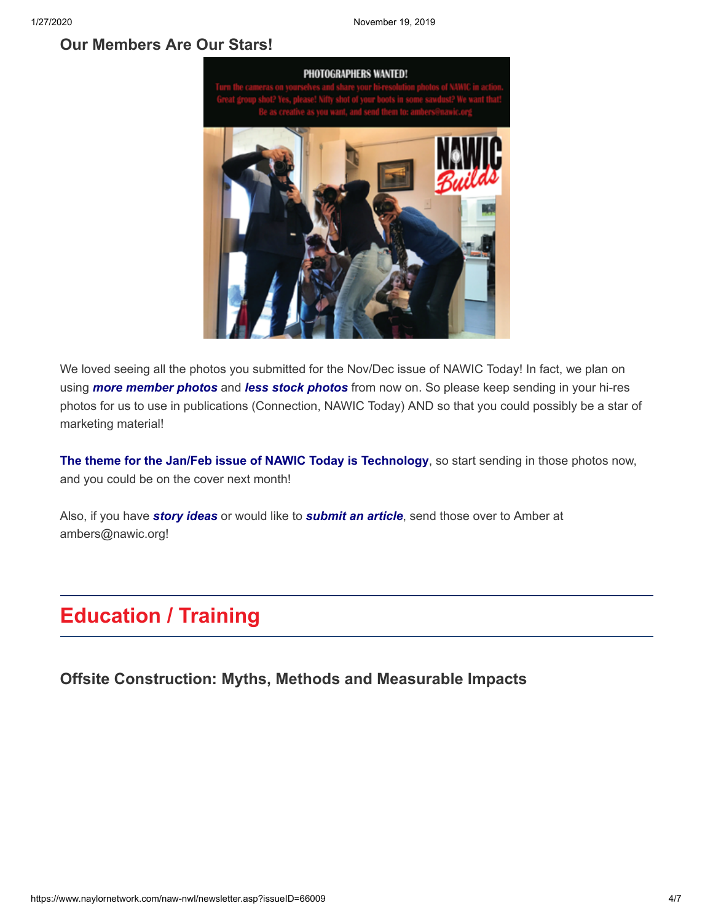## Our Members Are Our Stars!

We loved seeing all the photos you submitted for the Nov/Dec issue of NAWIC Today! In fact, we plan on using ***more member photos*** and ***less stock photos*** from now on. So please keep sending in your hi-res photos for us to use in publications (Connection, NAWIC Today) AND so that you could possibly be a star of marketing material!

**The theme for the Jan/Feb issue of NAWIC Today is Technology**, so start sending in those photos now, and you could be on the cover next month!

Also, if you have ***story ideas*** or would like to ***submit an article***, send those over to Amber at ambers@nawic.org!

# Education / Training

## Offsite Construction: Myths, Methods and Measurable Impacts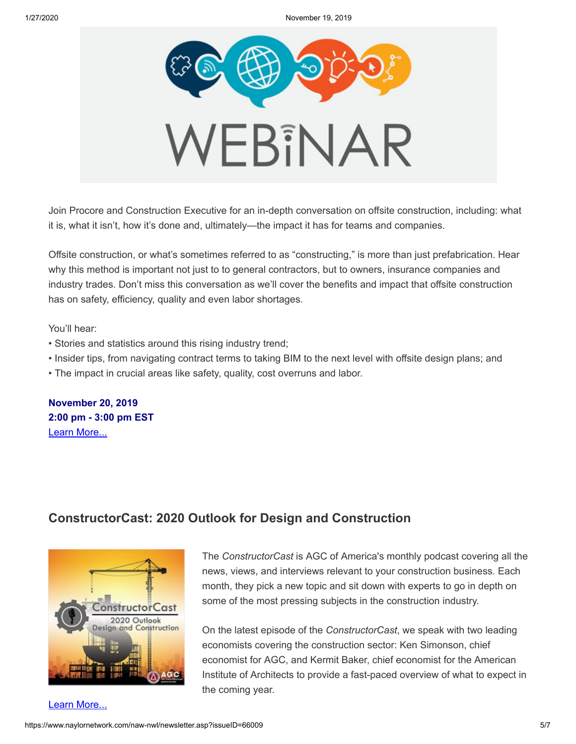Join Procore and Construction Executive for an in-depth conversation on offsite construction, including: what it is, what it isn't, how it's done and, ultimately—the impact it has for teams and companies.

Offsite construction, or what's sometimes referred to as "constructing," is more than just prefabrication. Hear why this method is important not just to to general contractors, but to owners, insurance companies and industry trades. Don't miss this conversation as we'll cover the benefits and impact that offsite construction has on safety, efficiency, quality and even labor shortages.

You'll hear:

- Stories and statistics around this rising industry trend;
- Insider tips, from navigating contract terms to taking BIM to the next level with offsite design plans; and
- The impact in crucial areas like safety, quality, cost overruns and labor.

**November 20, 2019**
**2:00 pm - 3:00 pm EST**
Learn More...

## ConstructorCast: 2020 Outlook for Design and Construction

The *ConstructorCast* is AGC of America's monthly podcast covering all the news, views, and interviews relevant to your construction business. Each month, they pick a new topic and sit down with experts to go in depth on some of the most pressing subjects in the construction industry.

On the latest episode of the *ConstructorCast*, we speak with two leading economists covering the construction sector: Ken Simonson, chief economist for AGC, and Kermit Baker, chief economist for the American Institute of Architects to provide a fast-paced overview of what to expect in the coming year.

Learn More...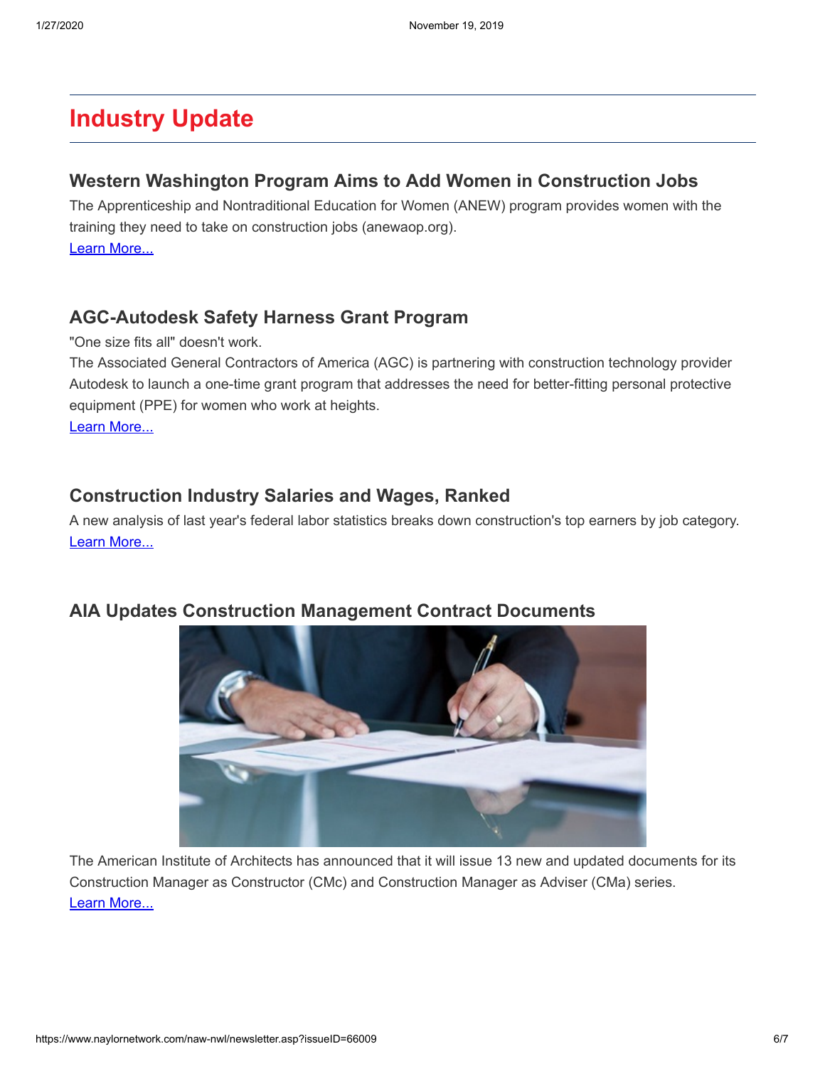## Industry Update

### Western Washington Program Aims to Add Women in Construction Jobs

The Apprenticeship and Nontraditional Education for Women (ANEW) program provides women with the training they need to take on construction jobs (anewaop.org).

Learn More...

### AGC-Autodesk Safety Harness Grant Program

"One size fits all" doesn't work.

The Associated General Contractors of America (AGC) is partnering with construction technology provider Autodesk to launch a one-time grant program that addresses the need for better-fitting personal protective equipment (PPE) for women who work at heights.

Learn More...

### Construction Industry Salaries and Wages, Ranked

A new analysis of last year's federal labor statistics breaks down construction's top earners by job category.

Learn More...

### AIA Updates Construction Management Contract Documents

The American Institute of Architects has announced that it will issue 13 new and updated documents for its Construction Manager as Constructor (CMc) and Construction Manager as Adviser (CMa) series.

Learn More...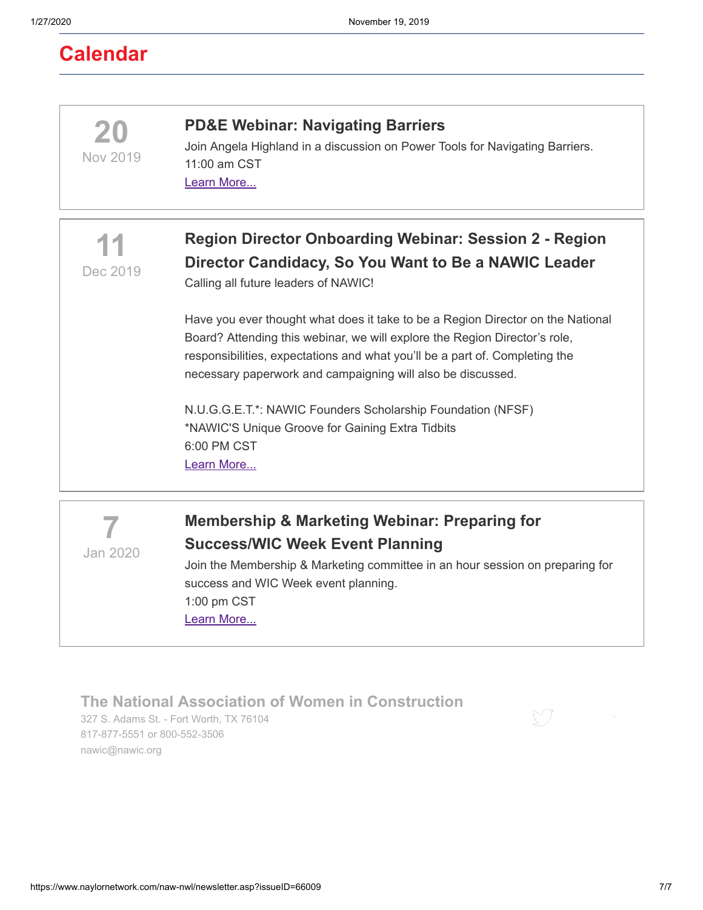# Calendar

**20**
Nov 2019

### PD&E Webinar: Navigating Barriers

Join Angela Highland in a discussion on Power Tools for Navigating Barriers.
11:00 am CST
Learn More...

**11**
Dec 2019

### Region Director Onboarding Webinar: Session 2 - Region Director Candidacy, So You Want to Be a NAWIC Leader

Calling all future leaders of NAWIC!

Have you ever thought what does it take to be a Region Director on the National Board? Attending this webinar, we will explore the Region Director's role, responsibilities, expectations and what you'll be a part of. Completing the necessary paperwork and campaigning will also be discussed.

N.U.G.G.E.T.*: NAWIC Founders Scholarship Foundation (NFSF)
*NAWIC'S Unique Groove for Gaining Extra Tidbits
6:00 PM CST
Learn More...

**7**
Jan 2020

### Membership & Marketing Webinar: Preparing for Success/WIC Week Event Planning

Join the Membership & Marketing committee in an hour session on preparing for success and WIC Week event planning.
1:00 pm CST
Learn More...

**The National Association of Women in Construction**
327 S. Adams St. - Fort Worth, TX 76104
817-877-5551 or 800-552-3506
nawic@nawic.org